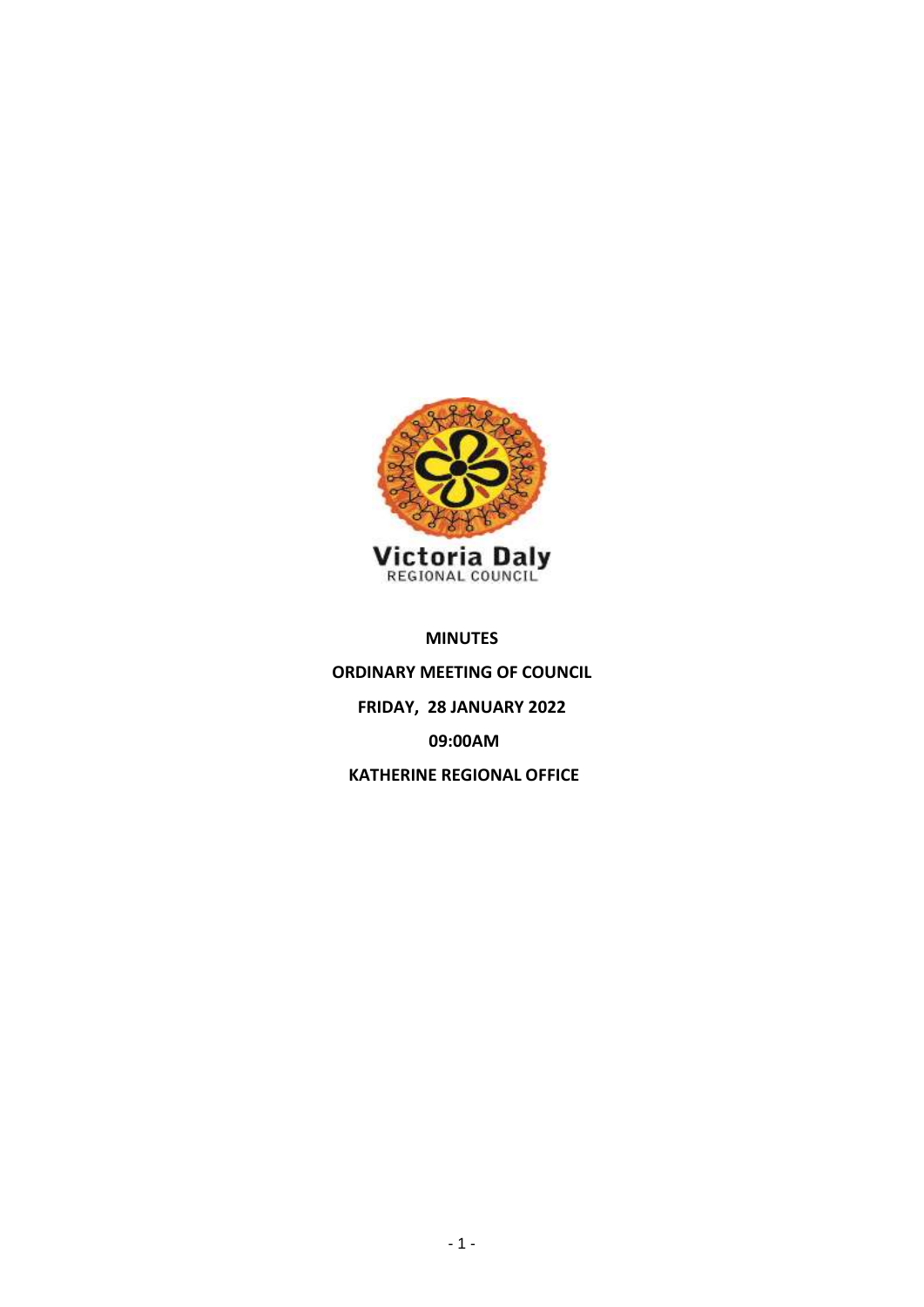Victoria Daly
REGIONAL COUNCIL

**MINUTES**

**ORDINARY MEETING OF COUNCIL**

**FRIDAY, 28 JANUARY 2022**

**09:00AM**

**KATHERINE REGIONAL OFFICE**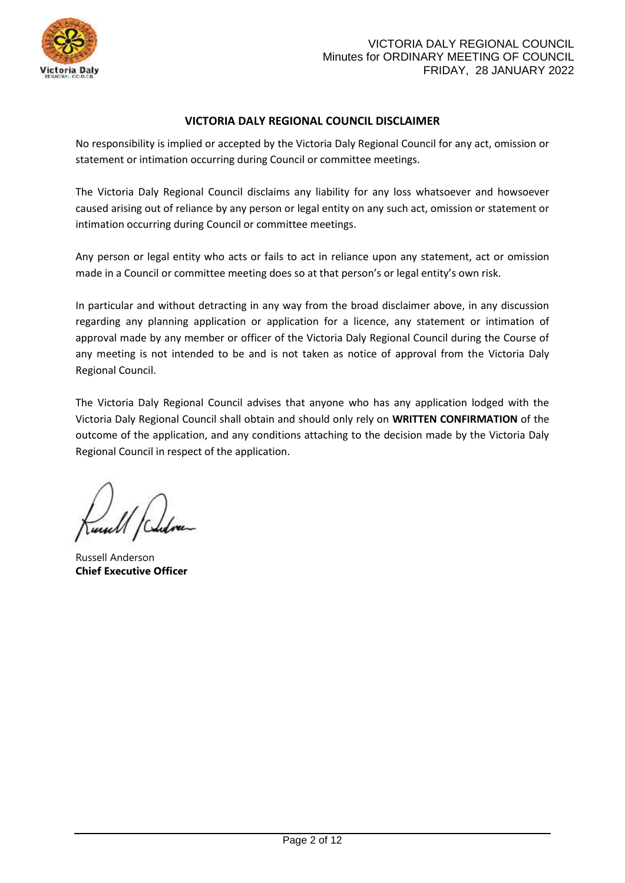## VICTORIA DALY REGIONAL COUNCIL DISCLAIMER

No responsibility is implied or accepted by the Victoria Daly Regional Council for any act, omission or statement or intimation occurring during Council or committee meetings.

The Victoria Daly Regional Council disclaims any liability for any loss whatsoever and howsoever caused arising out of reliance by any person or legal entity on any such act, omission or statement or intimation occurring during Council or committee meetings.

Any person or legal entity who acts or fails to act in reliance upon any statement, act or omission made in a Council or committee meeting does so at that person's or legal entity's own risk.

In particular and without detracting in any way from the broad disclaimer above, in any discussion regarding any planning application or application for a licence, any statement or intimation of approval made by any member or officer of the Victoria Daly Regional Council during the Course of any meeting is not intended to be and is not taken as notice of approval from the Victoria Daly Regional Council.

The Victoria Daly Regional Council advises that anyone who has any application lodged with the Victoria Daly Regional Council shall obtain and should only rely on **WRITTEN CONFIRMATION** of the outcome of the application, and any conditions attaching to the decision made by the Victoria Daly Regional Council in respect of the application.

Russell Anderson
**Chief Executive Officer**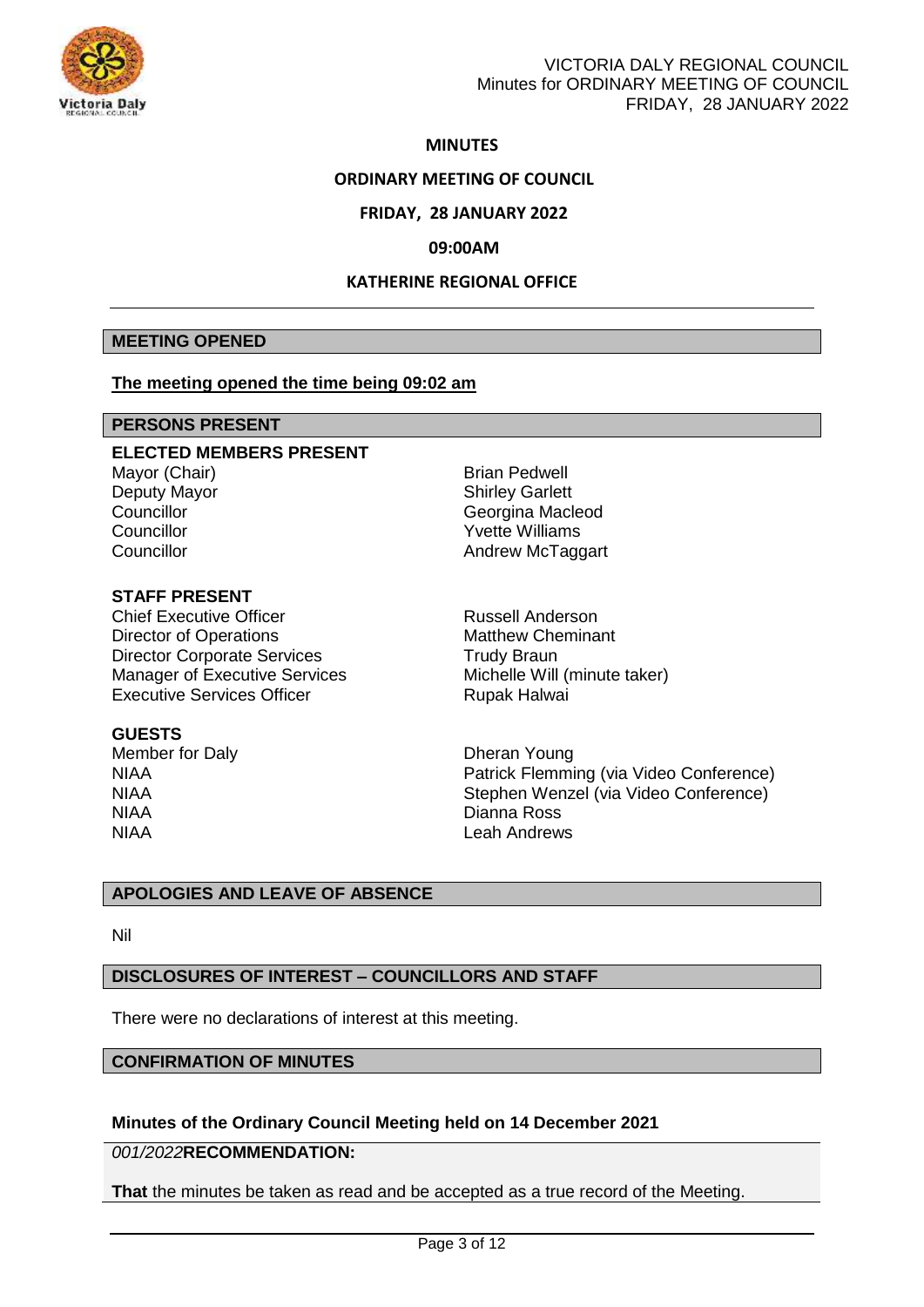# MINUTES

## ORDINARY MEETING OF COUNCIL

## FRIDAY, 28 JANUARY 2022

## 09:00AM

## KATHERINE REGIONAL OFFICE

## MEETING OPENED

**The meeting opened the time being 09:02 am**

## PERSONS PRESENT

**ELECTED MEMBERS PRESENT**

| | |
|---|---|
| Mayor (Chair) | Brian Pedwell |
| Deputy Mayor | Shirley Garlett |
| Councillor | Georgina Macleod |
| Councillor | Yvette Williams |
| Councillor | Andrew McTaggart |

**STAFF PRESENT**

| | |
|---|---|
| Chief Executive Officer | Russell Anderson |
| Director of Operations | Matthew Cheminant |
| Director Corporate Services | Trudy Braun |
| Manager of Executive Services | Michelle Will (minute taker) |
| Executive Services Officer | Rupak Halwai |

**GUESTS**

| | |
|---|---|
| Member for Daly | Dheran Young |
| NIAA | Patrick Flemming (via Video Conference) |
| NIAA | Stephen Wenzel (via Video Conference) |
| NIAA | Dianna Ross |
| NIAA | Leah Andrews |

## APOLOGIES AND LEAVE OF ABSENCE

Nil

## DISCLOSURES OF INTEREST – COUNCILLORS AND STAFF

There were no declarations of interest at this meeting.

## CONFIRMATION OF MINUTES

**Minutes of the Ordinary Council Meeting held on 14 December 2021**

*001/2022***RECOMMENDATION:**

**That** the minutes be taken as read and be accepted as a true record of the Meeting.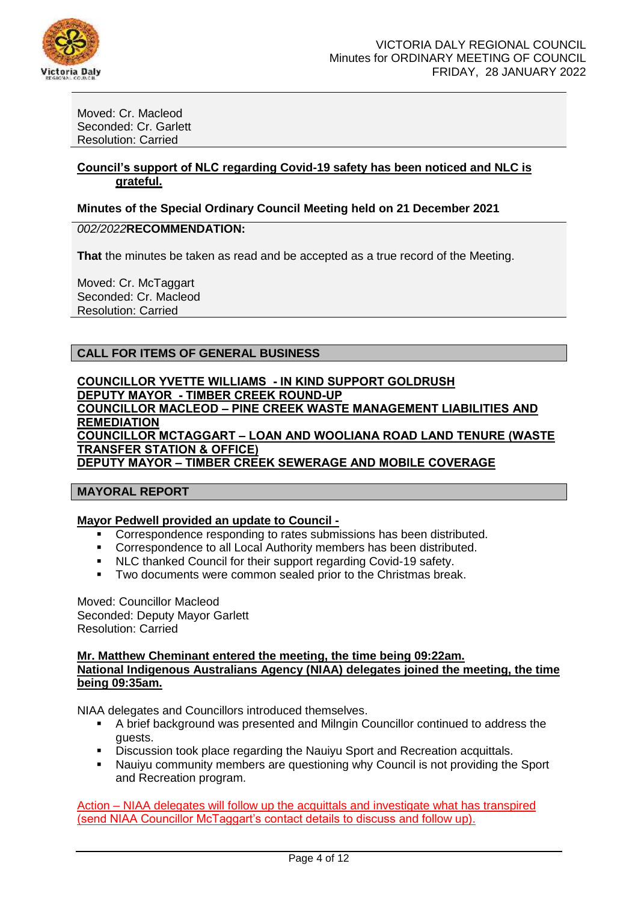Moved: Cr. Macleod
Seconded: Cr. Garlett
Resolution: Carried

**Council's support of NLC regarding Covid-19 safety has been noticed and NLC is grateful.**

**Minutes of the Special Ordinary Council Meeting held on 21 December 2021**

*002/2022***RECOMMENDATION:**

**That** the minutes be taken as read and be accepted as a true record of the Meeting.

Moved: Cr. McTaggart
Seconded: Cr. Macleod
Resolution: Carried

## CALL FOR ITEMS OF GENERAL BUSINESS

**COUNCILLOR YVETTE WILLIAMS - IN KIND SUPPORT GOLDRUSH**
**DEPUTY MAYOR - TIMBER CREEK ROUND-UP**
**COUNCILLOR MACLEOD – PINE CREEK WASTE MANAGEMENT LIABILITIES AND REMEDIATION**
**COUNCILLOR MCTAGGART – LOAN AND WOOLIANA ROAD LAND TENURE (WASTE TRANSFER STATION & OFFICE)**
**DEPUTY MAYOR – TIMBER CREEK SEWERAGE AND MOBILE COVERAGE**

## MAYORAL REPORT

**Mayor Pedwell provided an update to Council -**

- Correspondence responding to rates submissions has been distributed.
- Correspondence to all Local Authority members has been distributed.
- NLC thanked Council for their support regarding Covid-19 safety.
- Two documents were common sealed prior to the Christmas break.

Moved: Councillor Macleod
Seconded: Deputy Mayor Garlett
Resolution: Carried

**Mr. Matthew Cheminant entered the meeting, the time being 09:22am.**
**National Indigenous Australians Agency (NIAA) delegates joined the meeting, the time being 09:35am.**

NIAA delegates and Councillors introduced themselves.

- A brief background was presented and Milngin Councillor continued to address the guests.
- Discussion took place regarding the Nauiyu Sport and Recreation acquittals.
- Nauiyu community members are questioning why Council is not providing the Sport and Recreation program.

Action – NIAA delegates will follow up the acquittals and investigate what has transpired (send NIAA Councillor McTaggart's contact details to discuss and follow up).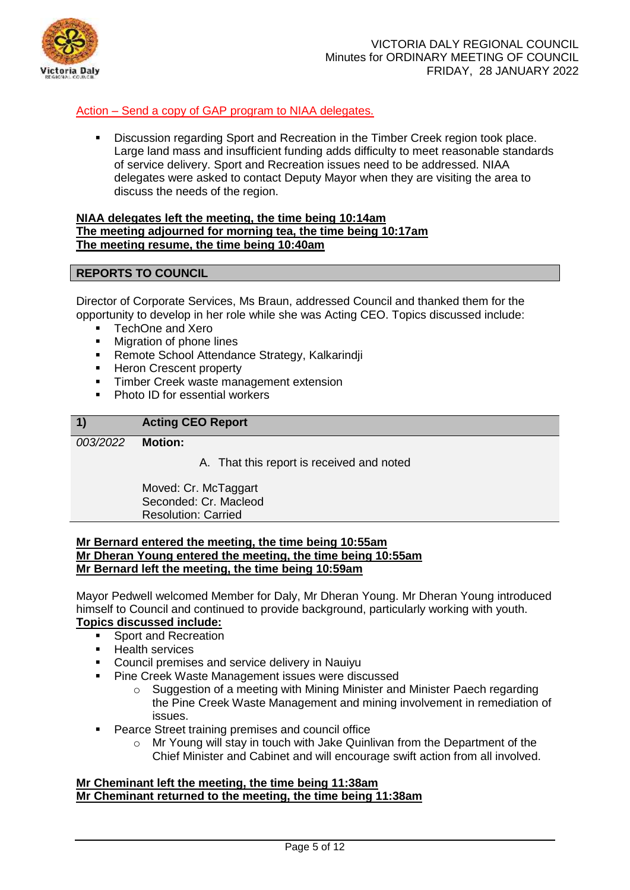Action – Send a copy of GAP program to NIAA delegates.

- Discussion regarding Sport and Recreation in the Timber Creek region took place. Large land mass and insufficient funding adds difficulty to meet reasonable standards of service delivery. Sport and Recreation issues need to be addressed. NIAA delegates were asked to contact Deputy Mayor when they are visiting the area to discuss the needs of the region.

**NIAA delegates left the meeting, the time being 10:14am**
**The meeting adjourned for morning tea, the time being 10:17am**
**The meeting resume, the time being 10:40am**

## REPORTS TO COUNCIL

Director of Corporate Services, Ms Braun, addressed Council and thanked them for the opportunity to develop in her role while she was Acting CEO. Topics discussed include:

- TechOne and Xero
- Migration of phone lines
- Remote School Attendance Strategy, Kalkarindji
- Heron Crescent property
- Timber Creek waste management extension
- Photo ID for essential workers

| 1) | Acting CEO Report |
|---|---|
| *003/2022* | **Motion:**<br>A. That this report is received and noted<br><br>Moved: Cr. McTaggart<br>Seconded: Cr. Macleod<br>Resolution: Carried |

**Mr Bernard entered the meeting, the time being 10:55am**
**Mr Dheran Young entered the meeting, the time being 10:55am**
**Mr Bernard left the meeting, the time being 10:59am**

Mayor Pedwell welcomed Member for Daly, Mr Dheran Young. Mr Dheran Young introduced himself to Council and continued to provide background, particularly working with youth.
**Topics discussed include:**

- Sport and Recreation
- Health services
- Council premises and service delivery in Nauiyu
- Pine Creek Waste Management issues were discussed
  - Suggestion of a meeting with Mining Minister and Minister Paech regarding the Pine Creek Waste Management and mining involvement in remediation of issues.
- Pearce Street training premises and council office
  - Mr Young will stay in touch with Jake Quinlivan from the Department of the Chief Minister and Cabinet and will encourage swift action from all involved.

**Mr Cheminant left the meeting, the time being 11:38am**
**Mr Cheminant returned to the meeting, the time being 11:38am**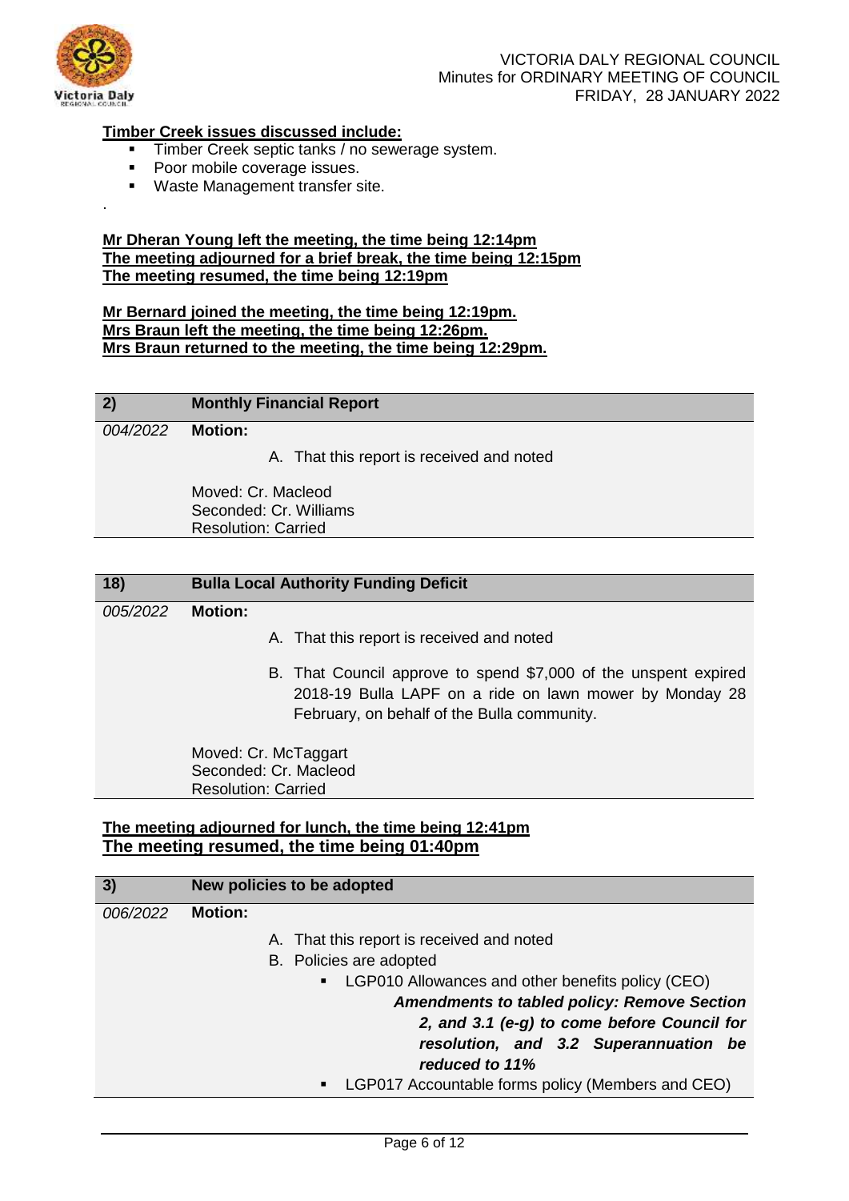**Timber Creek issues discussed include:**

- Timber Creek septic tanks / no sewerage system.
- Poor mobile coverage issues.
- Waste Management transfer site.

.

**Mr Dheran Young left the meeting, the time being 12:14pm**
**The meeting adjourned for a brief break, the time being 12:15pm**
**The meeting resumed, the time being 12:19pm**

**Mr Bernard joined the meeting, the time being 12:19pm.**
**Mrs Braun left the meeting, the time being 12:26pm.**
**Mrs Braun returned to the meeting, the time being 12:29pm.**

| **2)** | **Monthly Financial Report** |
|---|---|
| *004/2022* | **Motion:**<br>A. That this report is received and noted<br><br>Moved: Cr. Macleod<br>Seconded: Cr. Williams<br>Resolution: Carried |

| **18)** | **Bulla Local Authority Funding Deficit** |
|---|---|
| *005/2022* | **Motion:**<br>A. That this report is received and noted<br>B. That Council approve to spend $7,000 of the unspent expired 2018-19 Bulla LAPF on a ride on lawn mower by Monday 28 February, on behalf of the Bulla community.<br><br>Moved: Cr. McTaggart<br>Seconded: Cr. Macleod<br>Resolution: Carried |

**The meeting adjourned for lunch, the time being 12:41pm**
**The meeting resumed, the time being 01:40pm**

| **3)** | **New policies to be adopted** |
|---|---|
| *006/2022* | **Motion:**<br>A. That this report is received and noted<br>B. Policies are adopted<br>- LGP010 Allowances and other benefits policy (CEO)<br>***Amendments to tabled policy: Remove Section 2, and 3.1 (e-g) to come before Council for resolution, and 3.2 Superannuation be reduced to 11%***<br>- LGP017 Accountable forms policy (Members and CEO) |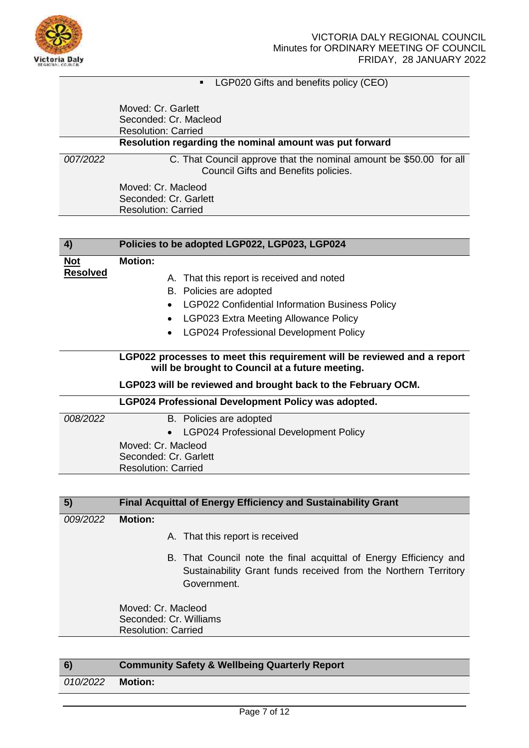| | |
|---|---|
| | ▪ LGP020 Gifts and benefits policy (CEO)<br><br>Moved: Cr. Garlett<br>Seconded: Cr. Macleod<br>Resolution: Carried |
| | **Resolution regarding the nominal amount was put forward** |
| *007/2022* | C. That Council approve that the nominal amount be $50.00 for all Council Gifts and Benefits policies.<br><br>Moved: Cr. Macleod<br>Seconded: Cr. Garlett<br>Resolution: Carried |

| **4)** | **Policies to be adopted LGP022, LGP023, LGP024** |
|---|---|
| **Not Resolved** | **Motion:**<br>A. That this report is received and noted<br>B. Policies are adopted<br>• LGP022 Confidential Information Business Policy<br>• LGP023 Extra Meeting Allowance Policy<br>• LGP024 Professional Development Policy |
| | **LGP022 processes to meet this requirement will be reviewed and a report will be brought to Council at a future meeting.**<br><br>**LGP023 will be reviewed and brought back to the February OCM.** |
| | **LGP024 Professional Development Policy was adopted.** |
| *008/2022* | B. Policies are adopted<br>• LGP024 Professional Development Policy<br>Moved: Cr. Macleod<br>Seconded: Cr. Garlett<br>Resolution: Carried |

| **5)** | **Final Acquittal of Energy Efficiency and Sustainability Grant** |
|---|---|
| *009/2022* | **Motion:**<br>A. That this report is received<br>B. That Council note the final acquittal of Energy Efficiency and Sustainability Grant funds received from the Northern Territory Government.<br><br>Moved: Cr. Macleod<br>Seconded: Cr. Williams<br>Resolution: Carried |

| **6)** | **Community Safety & Wellbeing Quarterly Report** |
|---|---|
| *010/2022* | **Motion:** |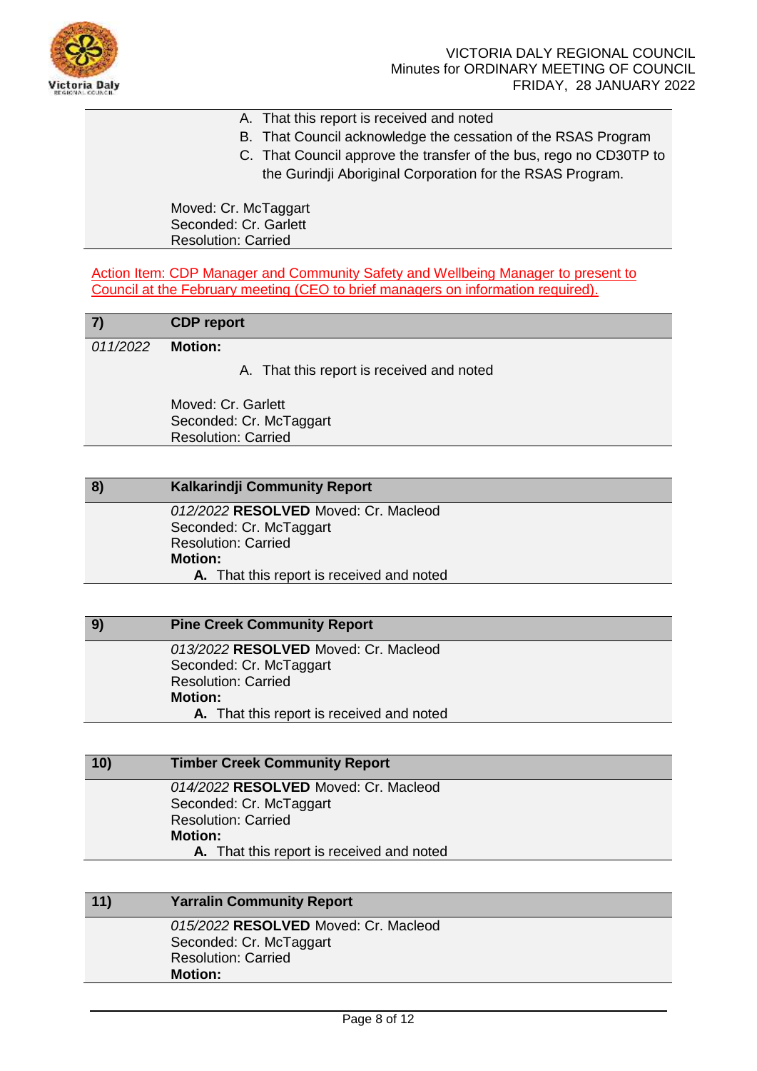A. That this report is received and noted
B. That Council acknowledge the cessation of the RSAS Program
C. That Council approve the transfer of the bus, rego no CD30TP to the Gurindji Aboriginal Corporation for the RSAS Program.

Moved: Cr. McTaggart
Seconded: Cr. Garlett
Resolution: Carried

Action Item: CDP Manager and Community Safety and Wellbeing Manager to present to Council at the February meeting (CEO to brief managers on information required).

| 7) | CDP report |
|---|---|
| *011/2022* | **Motion:**<br>A. That this report is received and noted<br><br>Moved: Cr. Garlett<br>Seconded: Cr. McTaggart<br>Resolution: Carried |

| 8) | Kalkarindji Community Report |
|---|---|
| | *012/2022* **RESOLVED** Moved: Cr. Macleod<br>Seconded: Cr. McTaggart<br>Resolution: Carried<br>**Motion:**<br>**A.** That this report is received and noted |

| 9) | Pine Creek Community Report |
|---|---|
| | *013/2022* **RESOLVED** Moved: Cr. Macleod<br>Seconded: Cr. McTaggart<br>Resolution: Carried<br>**Motion:**<br>**A.** That this report is received and noted |

| 10) | Timber Creek Community Report |
|---|---|
| | *014/2022* **RESOLVED** Moved: Cr. Macleod<br>Seconded: Cr. McTaggart<br>Resolution: Carried<br>**Motion:**<br>**A.** That this report is received and noted |

| 11) | Yarralin Community Report |
|---|---|
| | *015/2022* **RESOLVED** Moved: Cr. Macleod<br>Seconded: Cr. McTaggart<br>Resolution: Carried<br>**Motion:** |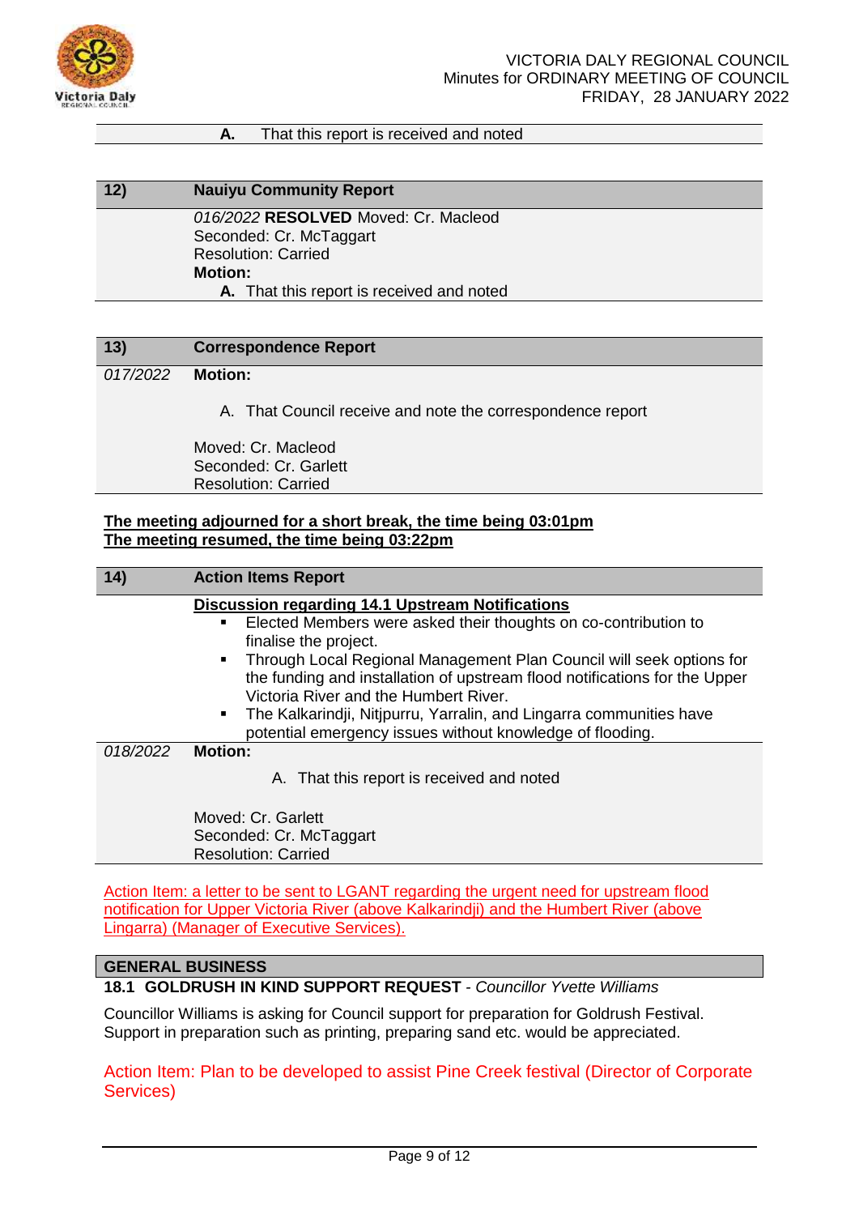**A.** That this report is received and noted

| 12) | **Nauiyu Community Report** |
|---|---|
| | *016/2022* **RESOLVED** Moved: Cr. Macleod<br>Seconded: Cr. McTaggart<br>Resolution: Carried<br>**Motion:**<br>**A.** That this report is received and noted |

| 13) | **Correspondence Report** |
|---|---|
| *017/2022* | **Motion:**<br><br>A. That Council receive and note the correspondence report<br><br>Moved: Cr. Macleod<br>Seconded: Cr. Garlett<br>Resolution: Carried |

**The meeting adjourned for a short break, the time being 03:01pm**
**The meeting resumed, the time being 03:22pm**

| 14) | **Action Items Report** |
|---|---|
| | **Discussion regarding 14.1 Upstream Notifications**<br>▪ Elected Members were asked their thoughts on co-contribution to finalise the project.<br>▪ Through Local Regional Management Plan Council will seek options for the funding and installation of upstream flood notifications for the Upper Victoria River and the Humbert River.<br>▪ The Kalkarindji, Nitjpurru, Yarralin, and Lingarra communities have potential emergency issues without knowledge of flooding. |
| *018/2022* | **Motion:**<br><br>A. That this report is received and noted<br><br>Moved: Cr. Garlett<br>Seconded: Cr. McTaggart<br>Resolution: Carried |

Action Item: a letter to be sent to LGANT regarding the urgent need for upstream flood notification for Upper Victoria River (above Kalkarindji) and the Humbert River (above Lingarra) (Manager of Executive Services).

## GENERAL BUSINESS

**18.1 GOLDRUSH IN KIND SUPPORT REQUEST** - *Councillor Yvette Williams*

Councillor Williams is asking for Council support for preparation for Goldrush Festival. Support in preparation such as printing, preparing sand etc. would be appreciated.

Action Item: Plan to be developed to assist Pine Creek festival (Director of Corporate Services)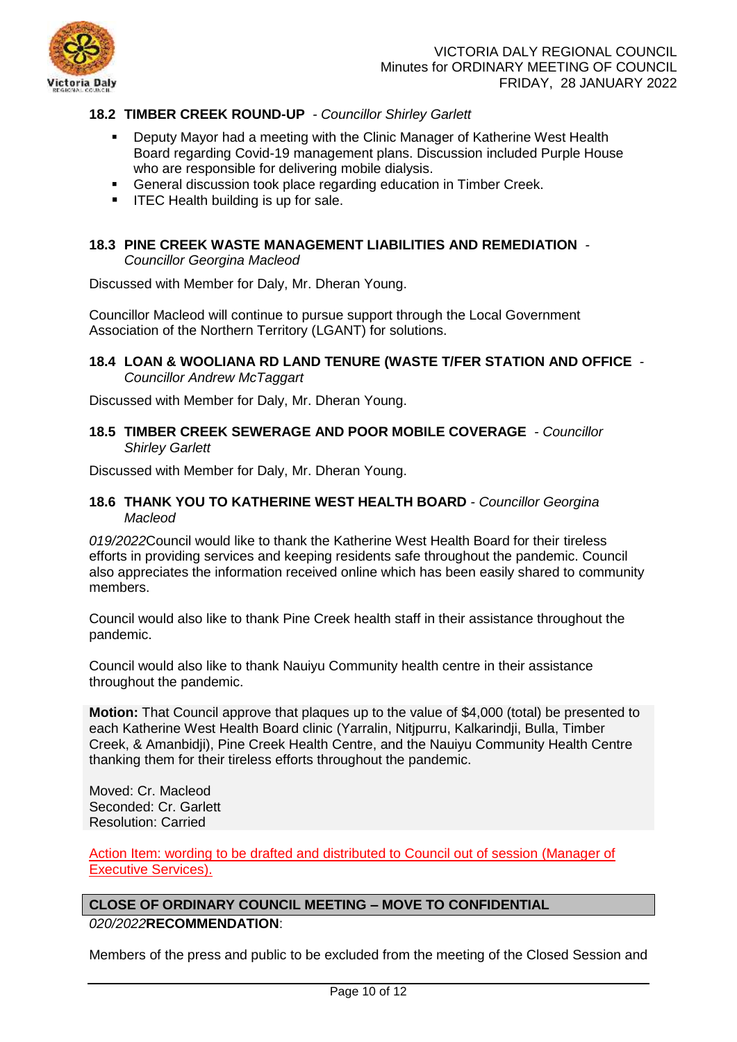### 18.2 TIMBER CREEK ROUND-UP - *Councillor Shirley Garlett*

- Deputy Mayor had a meeting with the Clinic Manager of Katherine West Health Board regarding Covid-19 management plans. Discussion included Purple House who are responsible for delivering mobile dialysis.
- General discussion took place regarding education in Timber Creek.
- ITEC Health building is up for sale.

### 18.3 PINE CREEK WASTE MANAGEMENT LIABILITIES AND REMEDIATION - *Councillor Georgina Macleod*

Discussed with Member for Daly, Mr. Dheran Young.

Councillor Macleod will continue to pursue support through the Local Government Association of the Northern Territory (LGANT) for solutions.

### 18.4 LOAN & WOOLIANA RD LAND TENURE (WASTE T/FER STATION AND OFFICE - *Councillor Andrew McTaggart*

Discussed with Member for Daly, Mr. Dheran Young.

### 18.5 TIMBER CREEK SEWERAGE AND POOR MOBILE COVERAGE - *Councillor Shirley Garlett*

Discussed with Member for Daly, Mr. Dheran Young.

### 18.6 THANK YOU TO KATHERINE WEST HEALTH BOARD - *Councillor Georgina Macleod*

*019/2022*Council would like to thank the Katherine West Health Board for their tireless efforts in providing services and keeping residents safe throughout the pandemic. Council also appreciates the information received online which has been easily shared to community members.

Council would also like to thank Pine Creek health staff in their assistance throughout the pandemic.

Council would also like to thank Nauiyu Community health centre in their assistance throughout the pandemic.

**Motion:** That Council approve that plaques up to the value of $4,000 (total) be presented to each Katherine West Health Board clinic (Yarralin, Nitjpurru, Kalkarindji, Bulla, Timber Creek, & Amanbidji), Pine Creek Health Centre, and the Nauiyu Community Health Centre thanking them for their tireless efforts throughout the pandemic.

Moved: Cr. Macleod
Seconded: Cr. Garlett
Resolution: Carried

Action Item: wording to be drafted and distributed to Council out of session (Manager of Executive Services).

### CLOSE OF ORDINARY COUNCIL MEETING – MOVE TO CONFIDENTIAL

*020/2022***RECOMMENDATION**:

Members of the press and public to be excluded from the meeting of the Closed Session and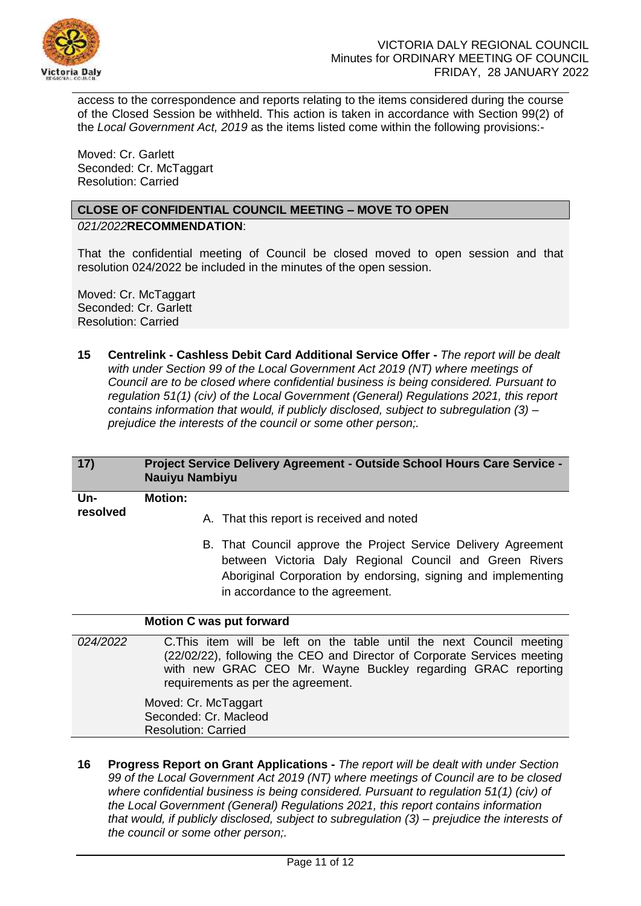access to the correspondence and reports relating to the items considered during the course of the Closed Session be withheld. This action is taken in accordance with Section 99(2) of the *Local Government Act, 2019* as the items listed come within the following provisions:-

Moved: Cr. Garlett
Seconded: Cr. McTaggart
Resolution: Carried

**CLOSE OF CONFIDENTIAL COUNCIL MEETING – MOVE TO OPEN**

*021/2022***RECOMMENDATION**:

That the confidential meeting of Council be closed moved to open session and that resolution 024/2022 be included in the minutes of the open session.

Moved: Cr. McTaggart
Seconded: Cr. Garlett
Resolution: Carried

**15 Centrelink - Cashless Debit Card Additional Service Offer -** *The report will be dealt with under Section 99 of the Local Government Act 2019 (NT) where meetings of Council are to be closed where confidential business is being considered. Pursuant to regulation 51(1) (civ) of the Local Government (General) Regulations 2021, this report contains information that would, if publicly disclosed, subject to subregulation (3) – prejudice the interests of the council or some other person;.*

| **17)** | **Project Service Delivery Agreement - Outside School Hours Care Service - Nauiyu Nambiyu** |
|---|---|
| **Un-resolved** | **Motion:**<br>A. That this report is received and noted<br>B. That Council approve the Project Service Delivery Agreement between Victoria Daly Regional Council and Green Rivers Aboriginal Corporation by endorsing, signing and implementing in accordance to the agreement. |
| | **Motion C was put forward** |
| *024/2022* | C. This item will be left on the table until the next Council meeting (22/02/22), following the CEO and Director of Corporate Services meeting with new GRAC CEO Mr. Wayne Buckley regarding GRAC reporting requirements as per the agreement.<br>Moved: Cr. McTaggart<br>Seconded: Cr. Macleod<br>Resolution: Carried |

**16 Progress Report on Grant Applications -** *The report will be dealt with under Section 99 of the Local Government Act 2019 (NT) where meetings of Council are to be closed where confidential business is being considered. Pursuant to regulation 51(1) (civ) of the Local Government (General) Regulations 2021, this report contains information that would, if publicly disclosed, subject to subregulation (3) – prejudice the interests of the council or some other person;.*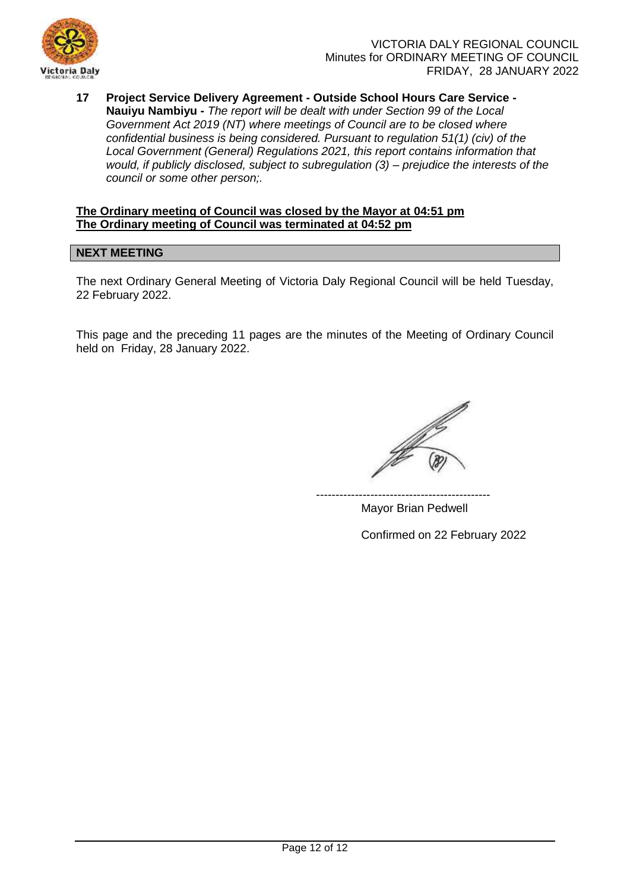**17 Project Service Delivery Agreement - Outside School Hours Care Service - Nauiyu Nambiyu -** *The report will be dealt with under Section 99 of the Local Government Act 2019 (NT) where meetings of Council are to be closed where confidential business is being considered. Pursuant to regulation 51(1) (civ) of the Local Government (General) Regulations 2021, this report contains information that would, if publicly disclosed, subject to subregulation (3) – prejudice the interests of the council or some other person;.*

**The Ordinary meeting of Council was closed by the Mayor at 04:51 pm**
**The Ordinary meeting of Council was terminated at 04:52 pm**

## NEXT MEETING

The next Ordinary General Meeting of Victoria Daly Regional Council will be held Tuesday, 22 February 2022.

This page and the preceding 11 pages are the minutes of the Meeting of Ordinary Council held on Friday, 28 January 2022.

---------------------------------------------

Mayor Brian Pedwell

Confirmed on 22 February 2022